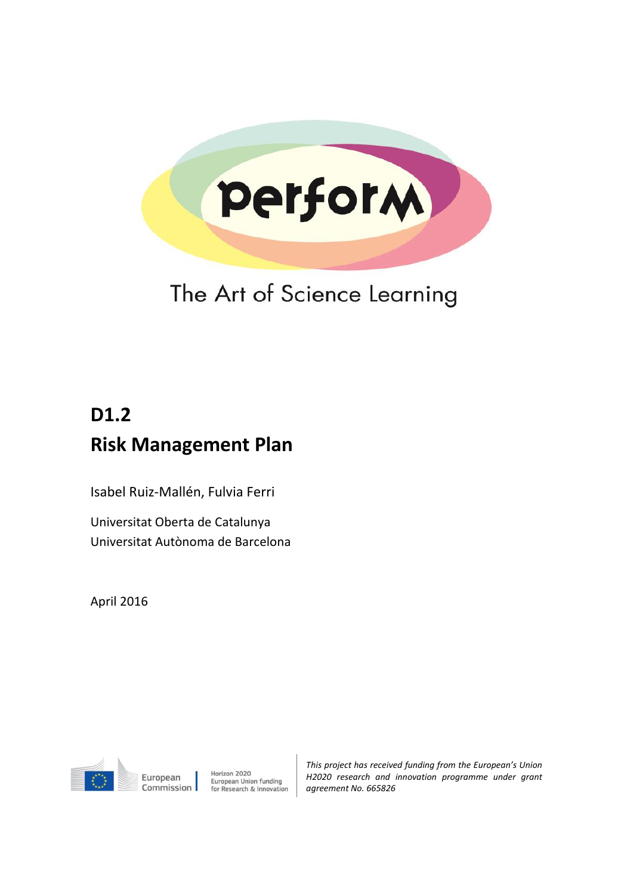perforM

The Art of Science Learning

# D1.2

# Risk Management Plan

Isabel Ruiz-Mallén, Fulvia Ferri

Universitat Oberta de Catalunya
Universitat Autònoma de Barcelona

April 2016

European Commission | Horizon 2020 European Union funding for Research & Innovation

*This project has received funding from the European's Union H2020 research and innovation programme under grant agreement No. 665826*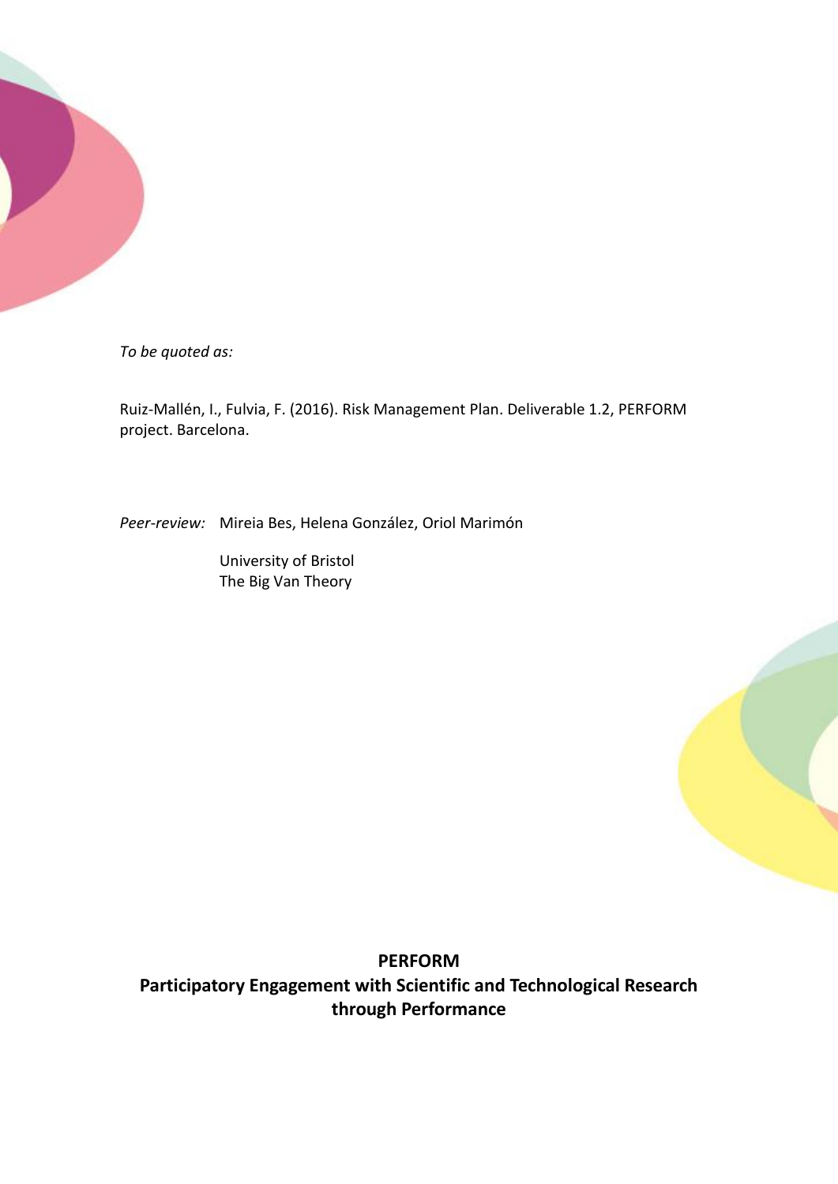*To be quoted as:*

Ruiz-Mallén, I., Fulvia, F. (2016). Risk Management Plan. Deliverable 1.2, PERFORM project. Barcelona.

*Peer-review:* Mireia Bes, Helena González, Oriol Marimón

University of Bristol
The Big Van Theory

**PERFORM**
**Participatory Engagement with Scientific and Technological Research through Performance**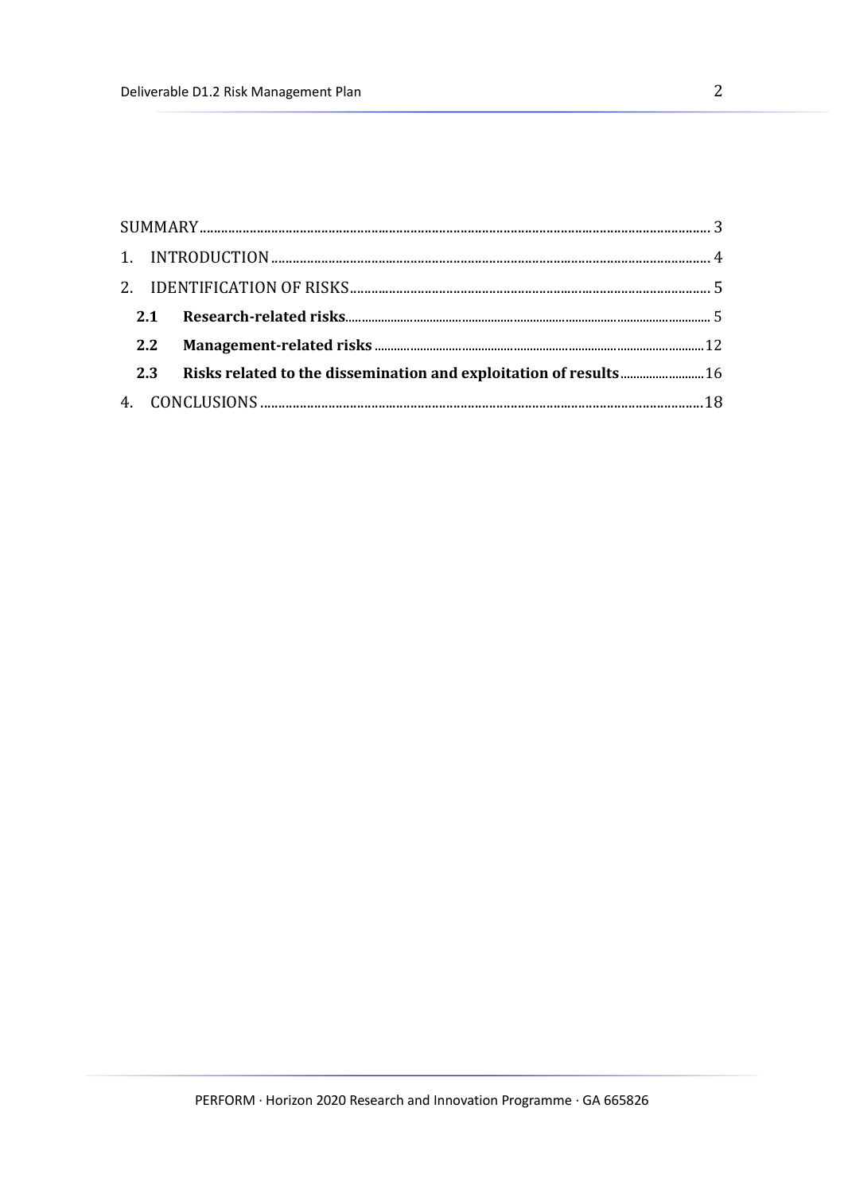SUMMARY ........ 3

1. INTRODUCTION ........ 4

2. IDENTIFICATION OF RISKS ........ 5

   **2.1 Research-related risks** ........ 5

   **2.2 Management-related risks** ........ 12

   **2.3 Risks related to the dissemination and exploitation of results** ........ 16

4. CONCLUSIONS ........ 18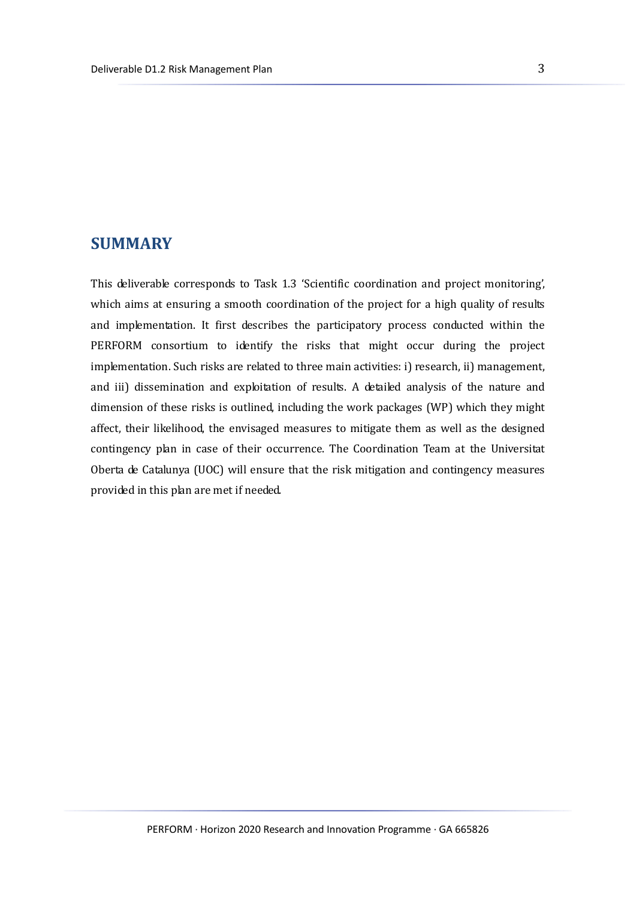# SUMMARY

This deliverable corresponds to Task 1.3 'Scientific coordination and project monitoring', which aims at ensuring a smooth coordination of the project for a high quality of results and implementation. It first describes the participatory process conducted within the PERFORM consortium to identify the risks that might occur during the project implementation. Such risks are related to three main activities: i) research, ii) management, and iii) dissemination and exploitation of results. A detailed analysis of the nature and dimension of these risks is outlined, including the work packages (WP) which they might affect, their likelihood, the envisaged measures to mitigate them as well as the designed contingency plan in case of their occurrence. The Coordination Team at the Universitat Oberta de Catalunya (UOC) will ensure that the risk mitigation and contingency measures provided in this plan are met if needed.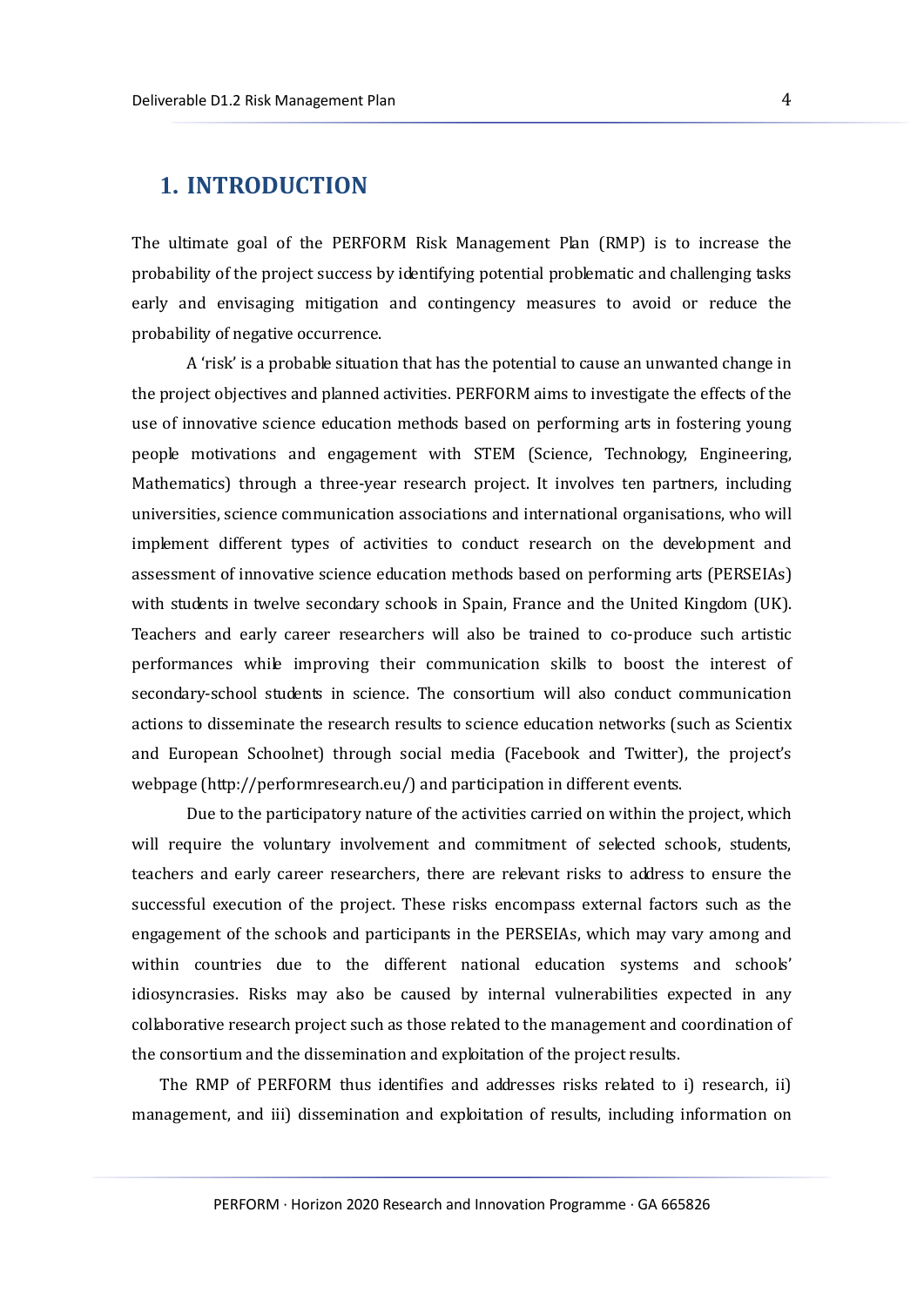# 1. INTRODUCTION

The ultimate goal of the PERFORM Risk Management Plan (RMP) is to increase the probability of the project success by identifying potential problematic and challenging tasks early and envisaging mitigation and contingency measures to avoid or reduce the probability of negative occurrence.

A 'risk' is a probable situation that has the potential to cause an unwanted change in the project objectives and planned activities. PERFORM aims to investigate the effects of the use of innovative science education methods based on performing arts in fostering young people motivations and engagement with STEM (Science, Technology, Engineering, Mathematics) through a three-year research project. It involves ten partners, including universities, science communication associations and international organisations, who will implement different types of activities to conduct research on the development and assessment of innovative science education methods based on performing arts (PERSEIAs) with students in twelve secondary schools in Spain, France and the United Kingdom (UK). Teachers and early career researchers will also be trained to co-produce such artistic performances while improving their communication skills to boost the interest of secondary-school students in science. The consortium will also conduct communication actions to disseminate the research results to science education networks (such as Scientix and European Schoolnet) through social media (Facebook and Twitter), the project's webpage (http://performresearch.eu/) and participation in different events.

Due to the participatory nature of the activities carried on within the project, which will require the voluntary involvement and commitment of selected schools, students, teachers and early career researchers, there are relevant risks to address to ensure the successful execution of the project. These risks encompass external factors such as the engagement of the schools and participants in the PERSEIAs, which may vary among and within countries due to the different national education systems and schools' idiosyncrasies. Risks may also be caused by internal vulnerabilities expected in any collaborative research project such as those related to the management and coordination of the consortium and the dissemination and exploitation of the project results.

The RMP of PERFORM thus identifies and addresses risks related to i) research, ii) management, and iii) dissemination and exploitation of results, including information on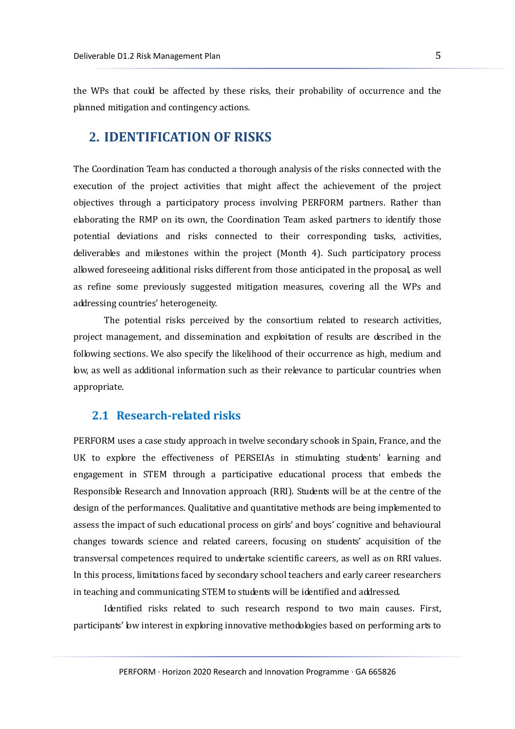the WPs that could be affected by these risks, their probability of occurrence and the planned mitigation and contingency actions.

# 2. IDENTIFICATION OF RISKS

The Coordination Team has conducted a thorough analysis of the risks connected with the execution of the project activities that might affect the achievement of the project objectives through a participatory process involving PERFORM partners. Rather than elaborating the RMP on its own, the Coordination Team asked partners to identify those potential deviations and risks connected to their corresponding tasks, activities, deliverables and milestones within the project (Month 4). Such participatory process allowed foreseeing additional risks different from those anticipated in the proposal, as well as refine some previously suggested mitigation measures, covering all the WPs and addressing countries' heterogeneity.

The potential risks perceived by the consortium related to research activities, project management, and dissemination and exploitation of results are described in the following sections. We also specify the likelihood of their occurrence as high, medium and low, as well as additional information such as their relevance to particular countries when appropriate.

## 2.1 Research-related risks

PERFORM uses a case study approach in twelve secondary schools in Spain, France, and the UK to explore the effectiveness of PERSEIAs in stimulating students' learning and engagement in STEM through a participative educational process that embeds the Responsible Research and Innovation approach (RRI). Students will be at the centre of the design of the performances. Qualitative and quantitative methods are being implemented to assess the impact of such educational process on girls' and boys' cognitive and behavioural changes towards science and related careers, focusing on students' acquisition of the transversal competences required to undertake scientific careers, as well as on RRI values. In this process, limitations faced by secondary school teachers and early career researchers in teaching and communicating STEM to students will be identified and addressed.

Identified risks related to such research respond to two main causes. First, participants' low interest in exploring innovative methodologies based on performing arts to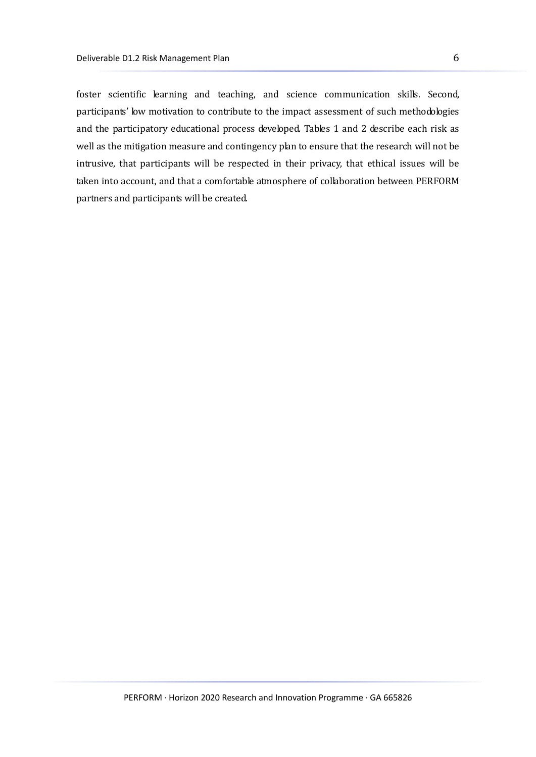foster scientific learning and teaching, and science communication skills. Second, participants' low motivation to contribute to the impact assessment of such methodologies and the participatory educational process developed. Tables 1 and 2 describe each risk as well as the mitigation measure and contingency plan to ensure that the research will not be intrusive, that participants will be respected in their privacy, that ethical issues will be taken into account, and that a comfortable atmosphere of collaboration between PERFORM partners and participants will be created.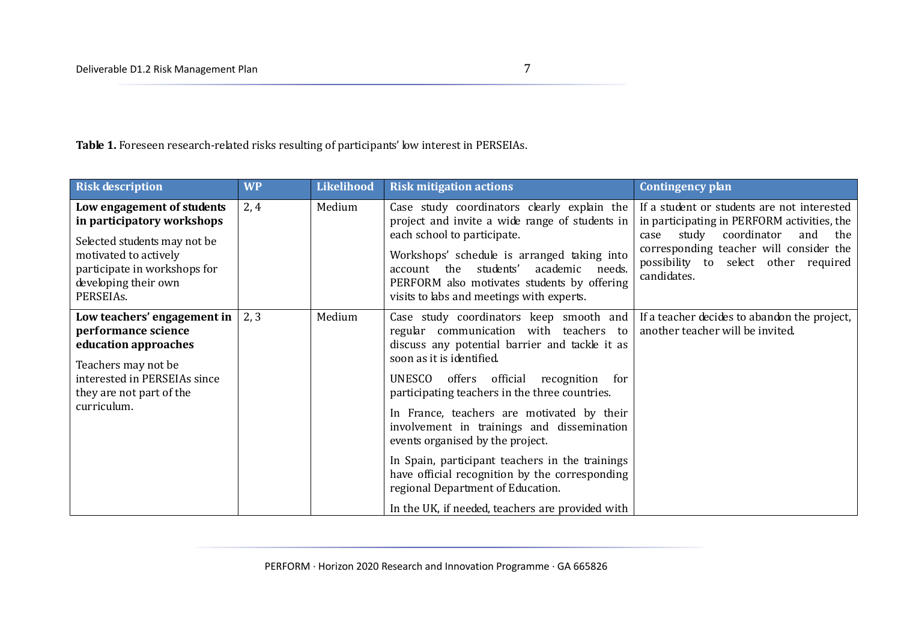**Table 1.** Foreseen research-related risks resulting of participants' low interest in PERSEIAs.

| Risk description | WP | Likelihood | Risk mitigation actions | Contingency plan |
|---|---|---|---|---|
| **Low engagement of students in participatory workshops**<br><br>Selected students may not be motivated to actively participate in workshops for developing their own PERSEIAs. | 2, 4 | Medium | Case study coordinators clearly explain the project and invite a wide range of students in each school to participate.<br><br>Workshops' schedule is arranged taking into account the students' academic needs. PERFORM also motivates students by offering visits to labs and meetings with experts. | If a student or students are not interested in participating in PERFORM activities, the case study coordinator and the corresponding teacher will consider the possibility to select other required candidates. |
| **Low teachers' engagement in performance science education approaches**<br><br>Teachers may not be interested in PERSEIAs since they are not part of the curriculum. | 2, 3 | Medium | Case study coordinators keep smooth and regular communication with teachers to discuss any potential barrier and tackle it as soon as it is identified.<br><br>UNESCO offers official recognition for participating teachers in the three countries.<br><br>In France, teachers are motivated by their involvement in trainings and dissemination events organised by the project.<br><br>In Spain, participant teachers in the trainings have official recognition by the corresponding regional Department of Education.<br><br>In the UK, if needed, teachers are provided with | If a teacher decides to abandon the project, another teacher will be invited. |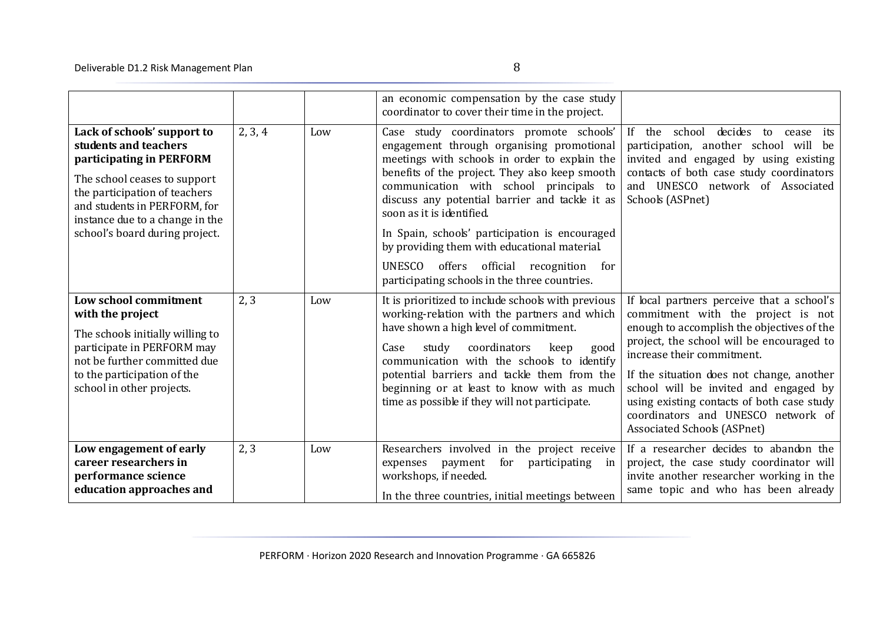| | | | | |
|---|---|---|---|---|
| | | | an economic compensation by the case study coordinator to cover their time in the project. | |
| **Lack of schools' support to students and teachers participating in PERFORM**<br><br>The school ceases to support the participation of teachers and students in PERFORM, for instance due to a change in the school's board during project. | 2, 3, 4 | Low | Case study coordinators promote schools' engagement through organising promotional meetings with schools in order to explain the benefits of the project. They also keep smooth communication with school principals to discuss any potential barrier and tackle it as soon as it is identified.<br><br>In Spain, schools' participation is encouraged by providing them with educational material.<br><br>UNESCO offers official recognition for participating schools in the three countries. | If the school decides to cease its participation, another school will be invited and engaged by using existing contacts of both case study coordinators and UNESCO network of Associated Schools (ASPnet) |
| **Low school commitment with the project**<br><br>The schools initially willing to participate in PERFORM may not be further committed due to the participation of the school in other projects. | 2, 3 | Low | It is prioritized to include schools with previous working-relation with the partners and which have shown a high level of commitment.<br><br>Case study coordinators keep good communication with the schools to identify potential barriers and tackle them from the beginning or at least to know with as much time as possible if they will not participate. | If local partners perceive that a school's commitment with the project is not enough to accomplish the objectives of the project, the school will be encouraged to increase their commitment.<br><br>If the situation does not change, another school will be invited and engaged by using existing contacts of both case study coordinators and UNESCO network of Associated Schools (ASPnet) |
| **Low engagement of early career researchers in performance science education approaches and** | 2, 3 | Low | Researchers involved in the project receive expenses payment for participating in workshops, if needed.<br><br>In the three countries, initial meetings between | If a researcher decides to abandon the project, the case study coordinator will invite another researcher working in the same topic and who has been already |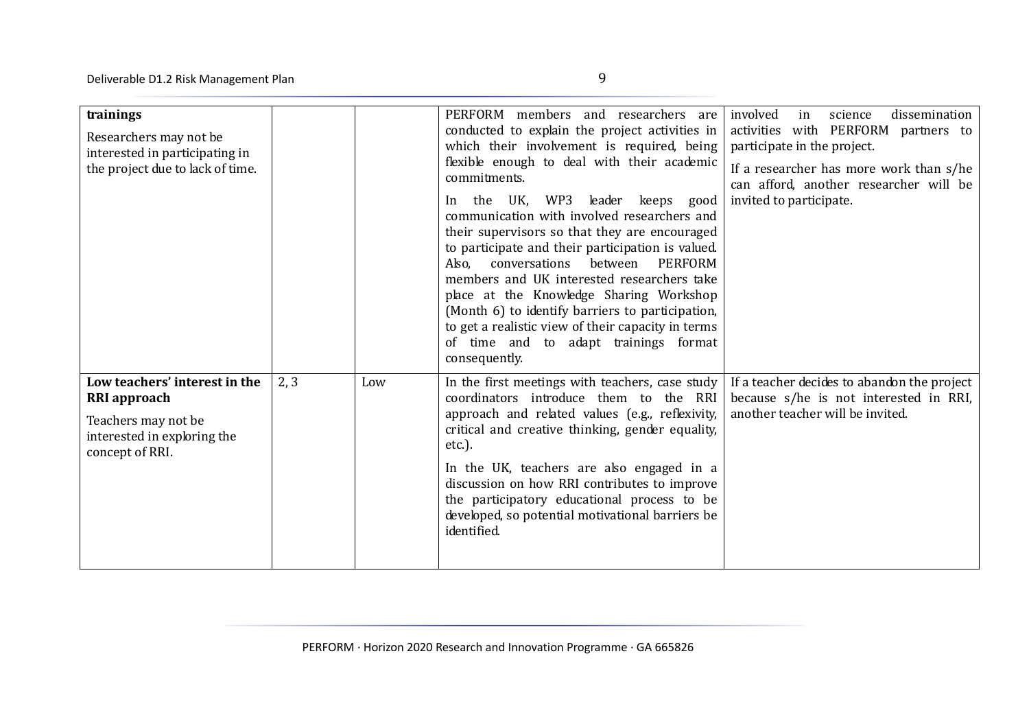| | | | | |
|---|---|---|---|---|
| **trainings**<br><br>Researchers may not be interested in participating in the project due to lack of time. | | | PERFORM members and researchers are conducted to explain the project activities in which their involvement is required, being flexible enough to deal with their academic commitments.<br><br>In the UK, WP3 leader keeps good communication with involved researchers and their supervisors so that they are encouraged to participate and their participation is valued. Also, conversations between PERFORM members and UK interested researchers take place at the Knowledge Sharing Workshop (Month 6) to identify barriers to participation, to get a realistic view of their capacity in terms of time and to adapt trainings format consequently. | involved in science dissemination activities with PERFORM partners to participate in the project.<br><br>If a researcher has more work than s/he can afford, another researcher will be invited to participate. |
| **Low teachers' interest in the RRI approach**<br><br>Teachers may not be interested in exploring the concept of RRI. | 2, 3 | Low | In the first meetings with teachers, case study coordinators introduce them to the RRI approach and related values (e.g., reflexivity, critical and creative thinking, gender equality, etc.).<br><br>In the UK, teachers are also engaged in a discussion on how RRI contributes to improve the participatory educational process to be developed, so potential motivational barriers be identified. | If a teacher decides to abandon the project because s/he is not interested in RRI, another teacher will be invited. |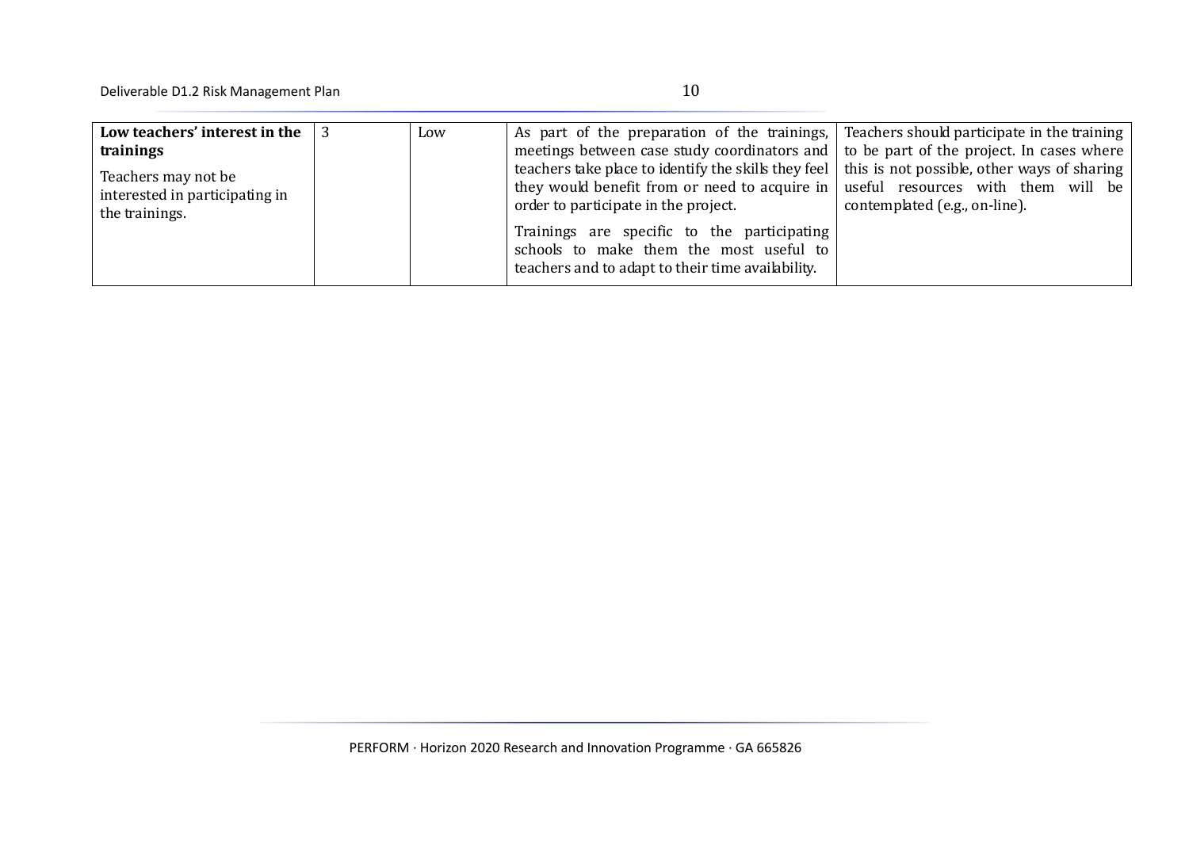| | | | | |
|---|---|---|---|---|
| **Low teachers' interest in the trainings**<br><br>Teachers may not be interested in participating in the trainings. | 3 | Low | As part of the preparation of the trainings, meetings between case study coordinators and teachers take place to identify the skills they feel they would benefit from or need to acquire in order to participate in the project.<br><br>Trainings are specific to the participating schools to make them the most useful to teachers and to adapt to their time availability. | Teachers should participate in the training to be part of the project. In cases where this is not possible, other ways of sharing useful resources with them will be contemplated (e.g., on-line). |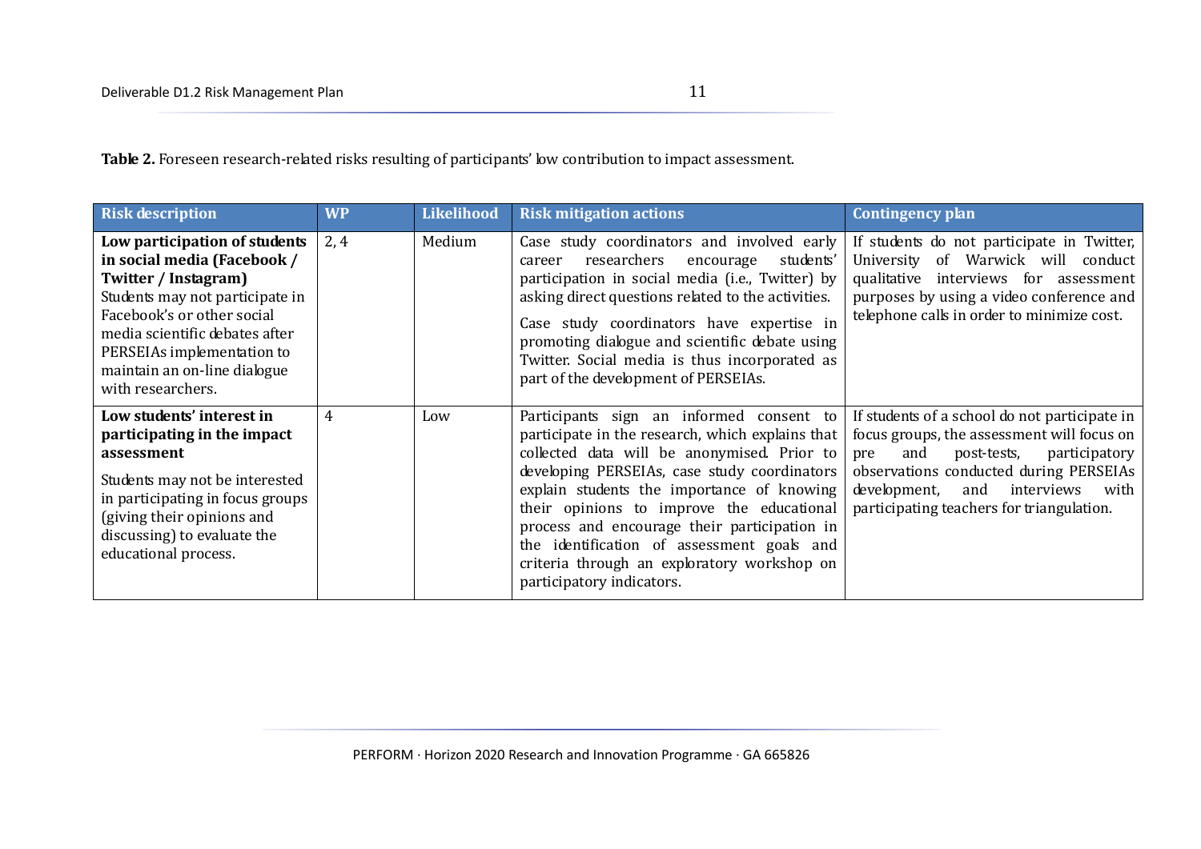**Table 2.** Foreseen research-related risks resulting of participants' low contribution to impact assessment.

| Risk description | WP | Likelihood | Risk mitigation actions | Contingency plan |
|---|---|---|---|---|
| **Low participation of students in social media (Facebook / Twitter / Instagram)** Students may not participate in Facebook's or other social media scientific debates after PERSEIAs implementation to maintain an on-line dialogue with researchers. | 2, 4 | Medium | Case study coordinators and involved early career researchers encourage students' participation in social media (i.e., Twitter) by asking direct questions related to the activities. Case study coordinators have expertise in promoting dialogue and scientific debate using Twitter. Social media is thus incorporated as part of the development of PERSEIAs. | If students do not participate in Twitter, University of Warwick will conduct qualitative interviews for assessment purposes by using a video conference and telephone calls in order to minimize cost. |
| **Low students' interest in participating in the impact assessment** Students may not be interested in participating in focus groups (giving their opinions and discussing) to evaluate the educational process. | 4 | Low | Participants sign an informed consent to participate in the research, which explains that collected data will be anonymised. Prior to developing PERSEIAs, case study coordinators explain students the importance of knowing their opinions to improve the educational process and encourage their participation in the identification of assessment goals and criteria through an exploratory workshop on participatory indicators. | If students of a school do not participate in focus groups, the assessment will focus on pre and post-tests, participatory observations conducted during PERSEIAs development, and interviews with participating teachers for triangulation. |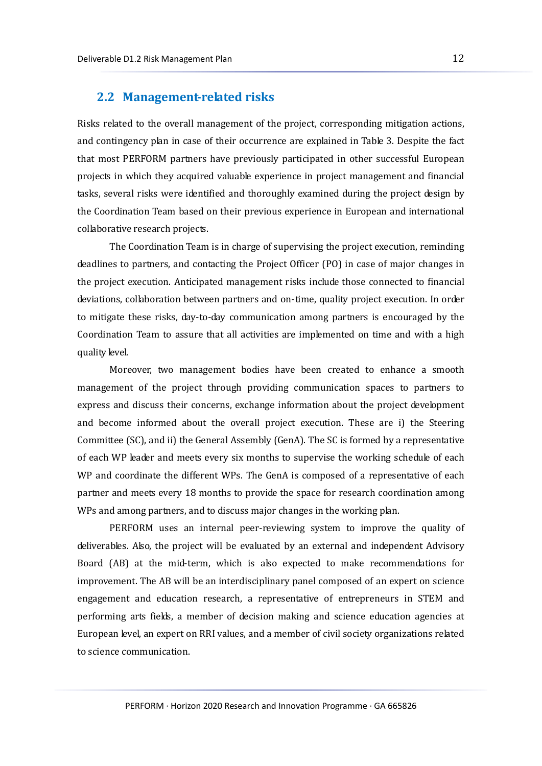## 2.2 Management-related risks

Risks related to the overall management of the project, corresponding mitigation actions, and contingency plan in case of their occurrence are explained in Table 3. Despite the fact that most PERFORM partners have previously participated in other successful European projects in which they acquired valuable experience in project management and financial tasks, several risks were identified and thoroughly examined during the project design by the Coordination Team based on their previous experience in European and international collaborative research projects.

The Coordination Team is in charge of supervising the project execution, reminding deadlines to partners, and contacting the Project Officer (PO) in case of major changes in the project execution. Anticipated management risks include those connected to financial deviations, collaboration between partners and on-time, quality project execution. In order to mitigate these risks, day-to-day communication among partners is encouraged by the Coordination Team to assure that all activities are implemented on time and with a high quality level.

Moreover, two management bodies have been created to enhance a smooth management of the project through providing communication spaces to partners to express and discuss their concerns, exchange information about the project development and become informed about the overall project execution. These are i) the Steering Committee (SC), and ii) the General Assembly (GenA). The SC is formed by a representative of each WP leader and meets every six months to supervise the working schedule of each WP and coordinate the different WPs. The GenA is composed of a representative of each partner and meets every 18 months to provide the space for research coordination among WPs and among partners, and to discuss major changes in the working plan.

PERFORM uses an internal peer-reviewing system to improve the quality of deliverables. Also, the project will be evaluated by an external and independent Advisory Board (AB) at the mid-term, which is also expected to make recommendations for improvement. The AB will be an interdisciplinary panel composed of an expert on science engagement and education research, a representative of entrepreneurs in STEM and performing arts fields, a member of decision making and science education agencies at European level, an expert on RRI values, and a member of civil society organizations related to science communication.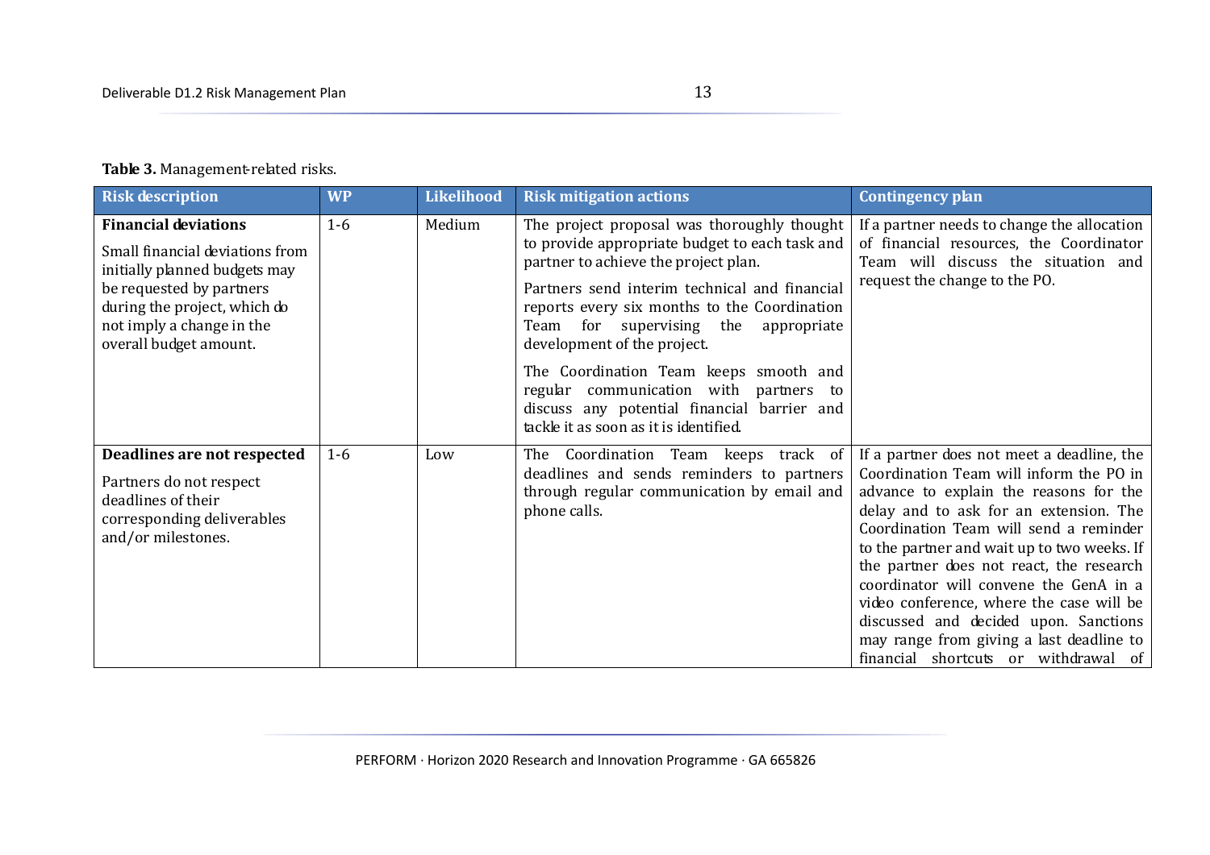**Table 3.** Management-related risks.

| Risk description | WP | Likelihood | Risk mitigation actions | Contingency plan |
|---|---|---|---|---|
| **Financial deviations**<br>Small financial deviations from initially planned budgets may be requested by partners during the project, which do not imply a change in the overall budget amount. | 1-6 | Medium | The project proposal was thoroughly thought to provide appropriate budget to each task and partner to achieve the project plan.<br>Partners send interim technical and financial reports every six months to the Coordination Team for supervising the appropriate development of the project.<br>The Coordination Team keeps smooth and regular communication with partners to discuss any potential financial barrier and tackle it as soon as it is identified. | If a partner needs to change the allocation of financial resources, the Coordinator Team will discuss the situation and request the change to the PO. |
| **Deadlines are not respected**<br>Partners do not respect deadlines of their corresponding deliverables and/or milestones. | 1-6 | Low | The Coordination Team keeps track of deadlines and sends reminders to partners through regular communication by email and phone calls. | If a partner does not meet a deadline, the Coordination Team will inform the PO in advance to explain the reasons for the delay and to ask for an extension. The Coordination Team will send a reminder to the partner and wait up to two weeks. If the partner does not react, the research coordinator will convene the GenA in a video conference, where the case will be discussed and decided upon. Sanctions may range from giving a last deadline to financial shortcuts or withdrawal of |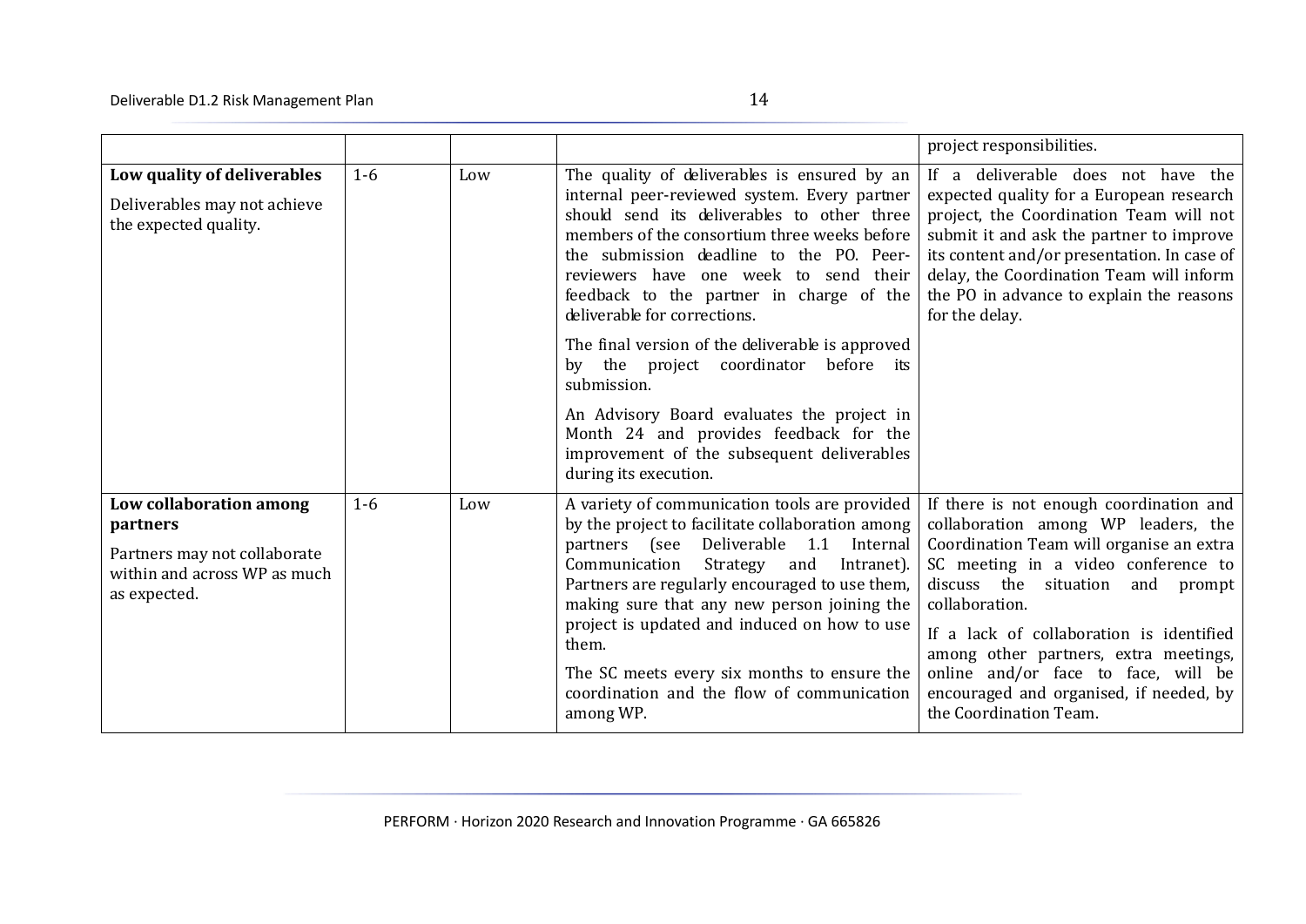| | | | | |
|---|---|---|---|---|
| | | | | project responsibilities. |
| **Low quality of deliverables**<br><br>Deliverables may not achieve the expected quality. | 1-6 | Low | The quality of deliverables is ensured by an internal peer-reviewed system. Every partner should send its deliverables to other three members of the consortium three weeks before the submission deadline to the PO. Peer-reviewers have one week to send their feedback to the partner in charge of the deliverable for corrections.<br><br>The final version of the deliverable is approved by the project coordinator before its submission.<br><br>An Advisory Board evaluates the project in Month 24 and provides feedback for the improvement of the subsequent deliverables during its execution. | If a deliverable does not have the expected quality for a European research project, the Coordination Team will not submit it and ask the partner to improve its content and/or presentation. In case of delay, the Coordination Team will inform the PO in advance to explain the reasons for the delay. |
| **Low collaboration among partners**<br><br>Partners may not collaborate within and across WP as much as expected. | 1-6 | Low | A variety of communication tools are provided by the project to facilitate collaboration among partners (see Deliverable 1.1 Internal Communication Strategy and Intranet). Partners are regularly encouraged to use them, making sure that any new person joining the project is updated and induced on how to use them.<br><br>The SC meets every six months to ensure the coordination and the flow of communication among WP. | If there is not enough coordination and collaboration among WP leaders, the Coordination Team will organise an extra SC meeting in a video conference to discuss the situation and prompt collaboration.<br><br>If a lack of collaboration is identified among other partners, extra meetings, online and/or face to face, will be encouraged and organised, if needed, by the Coordination Team. |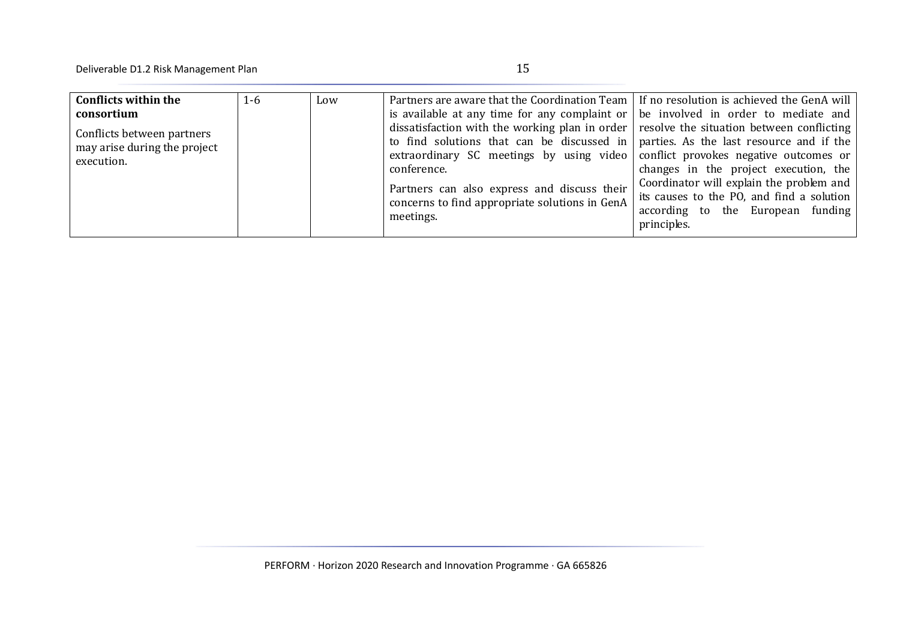| **Conflicts within the consortium**<br><br>Conflicts between partners may arise during the project execution. | 1-6 | Low | Partners are aware that the Coordination Team is available at any time for any complaint or dissatisfaction with the working plan in order to find solutions that can be discussed in extraordinary SC meetings by using video conference.<br><br>Partners can also express and discuss their concerns to find appropriate solutions in GenA meetings. | If no resolution is achieved the GenA will be involved in order to mediate and resolve the situation between conflicting parties. As the last resource and if the conflict provokes negative outcomes or changes in the project execution, the Coordinator will explain the problem and its causes to the PO, and find a solution according to the European funding principles. |
|---|---|---|---|---|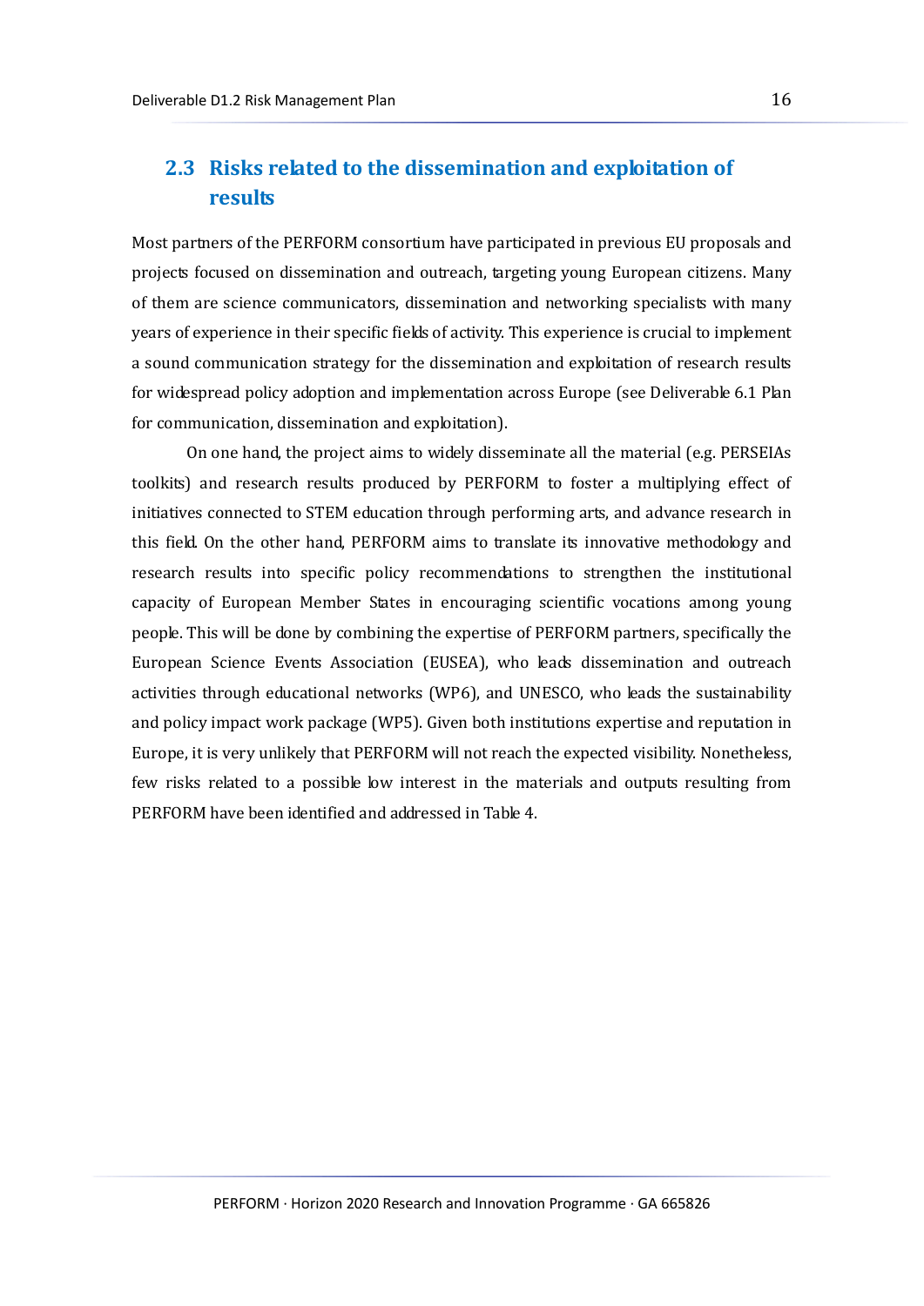## 2.3 Risks related to the dissemination and exploitation of results

Most partners of the PERFORM consortium have participated in previous EU proposals and projects focused on dissemination and outreach, targeting young European citizens. Many of them are science communicators, dissemination and networking specialists with many years of experience in their specific fields of activity. This experience is crucial to implement a sound communication strategy for the dissemination and exploitation of research results for widespread policy adoption and implementation across Europe (see Deliverable 6.1 Plan for communication, dissemination and exploitation).

On one hand, the project aims to widely disseminate all the material (e.g. PERSEIAs toolkits) and research results produced by PERFORM to foster a multiplying effect of initiatives connected to STEM education through performing arts, and advance research in this field. On the other hand, PERFORM aims to translate its innovative methodology and research results into specific policy recommendations to strengthen the institutional capacity of European Member States in encouraging scientific vocations among young people. This will be done by combining the expertise of PERFORM partners, specifically the European Science Events Association (EUSEA), who leads dissemination and outreach activities through educational networks (WP6), and UNESCO, who leads the sustainability and policy impact work package (WP5). Given both institutions expertise and reputation in Europe, it is very unlikely that PERFORM will not reach the expected visibility. Nonetheless, few risks related to a possible low interest in the materials and outputs resulting from PERFORM have been identified and addressed in Table 4.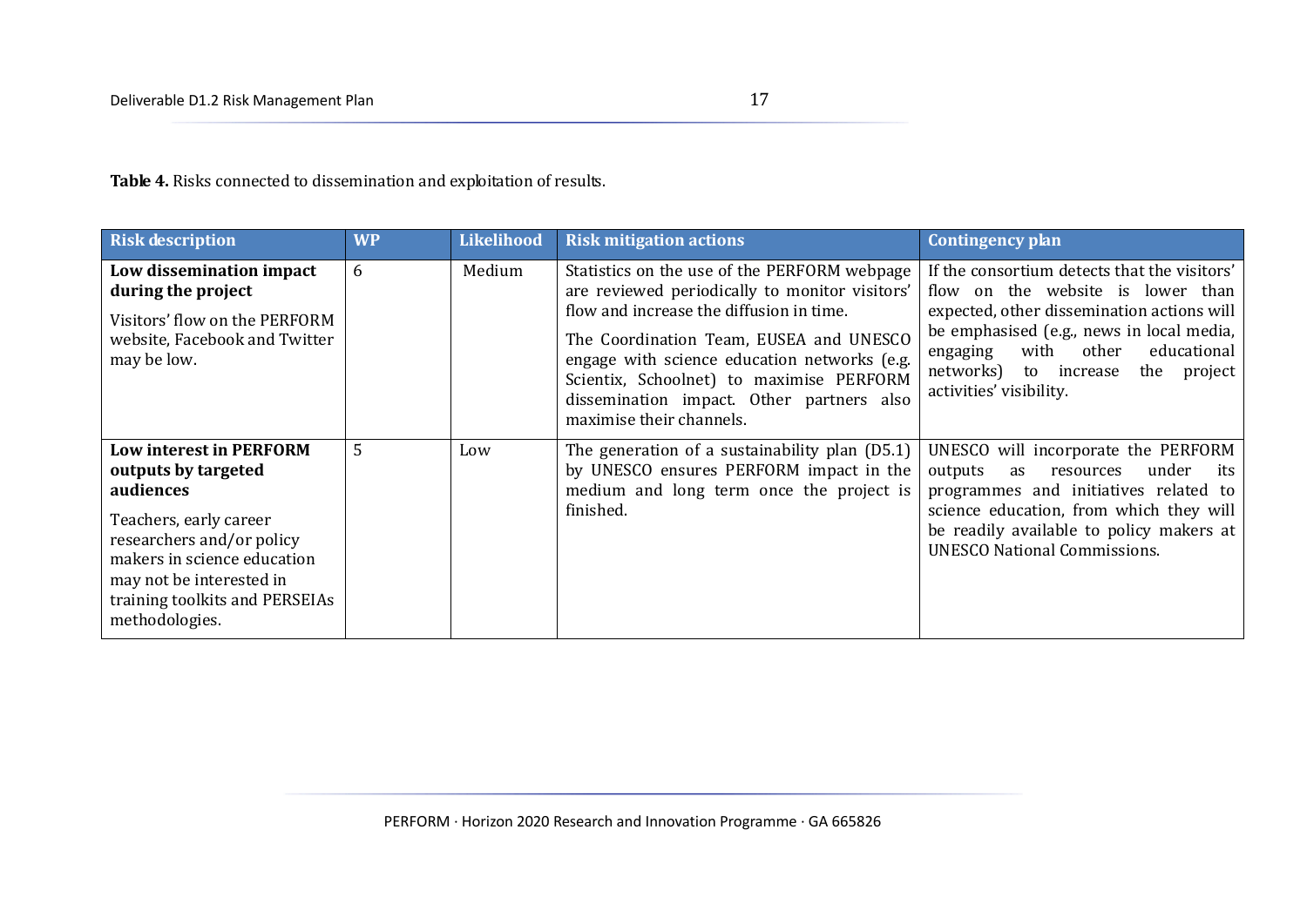**Table 4.** Risks connected to dissemination and exploitation of results.

| Risk description | WP | Likelihood | Risk mitigation actions | Contingency plan |
|---|---|---|---|---|
| **Low dissemination impact during the project**<br>Visitors' flow on the PERFORM website, Facebook and Twitter may be low. | 6 | Medium | Statistics on the use of the PERFORM webpage are reviewed periodically to monitor visitors' flow and increase the diffusion in time.<br>The Coordination Team, EUSEA and UNESCO engage with science education networks (e.g. Scientix, Schoolnet) to maximise PERFORM dissemination impact. Other partners also maximise their channels. | If the consortium detects that the visitors' flow on the website is lower than expected, other dissemination actions will be emphasised (e.g., news in local media, engaging with other educational networks) to increase the project activities' visibility. |
| **Low interest in PERFORM outputs by targeted audiences**<br>Teachers, early career researchers and/or policy makers in science education may not be interested in training toolkits and PERSEIAs methodologies. | 5 | Low | The generation of a sustainability plan (D5.1) by UNESCO ensures PERFORM impact in the medium and long term once the project is finished. | UNESCO will incorporate the PERFORM outputs as resources under its programmes and initiatives related to science education, from which they will be readily available to policy makers at UNESCO National Commissions. |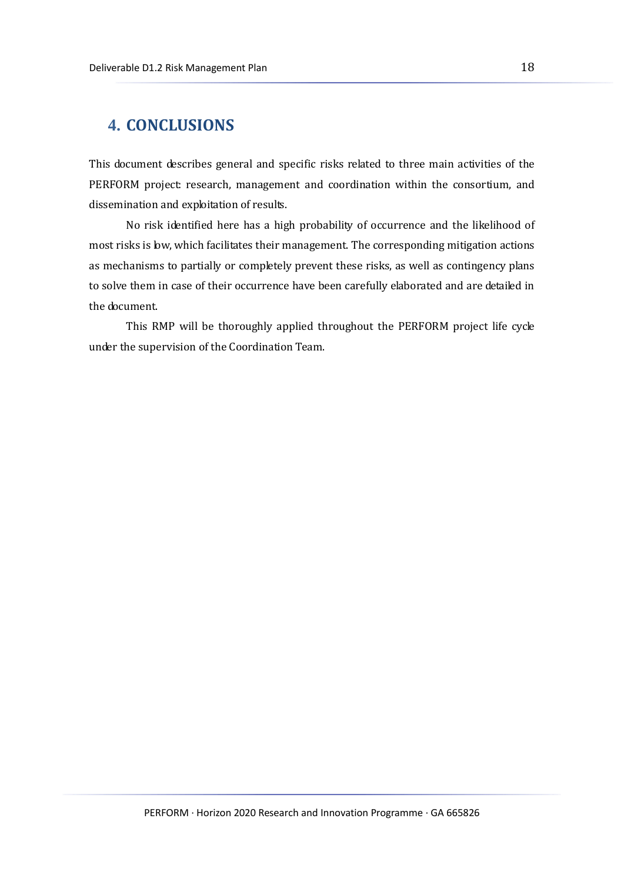## 4. CONCLUSIONS

This document describes general and specific risks related to three main activities of the PERFORM project: research, management and coordination within the consortium, and dissemination and exploitation of results.

No risk identified here has a high probability of occurrence and the likelihood of most risks is low, which facilitates their management. The corresponding mitigation actions as mechanisms to partially or completely prevent these risks, as well as contingency plans to solve them in case of their occurrence have been carefully elaborated and are detailed in the document.

This RMP will be thoroughly applied throughout the PERFORM project life cycle under the supervision of the Coordination Team.